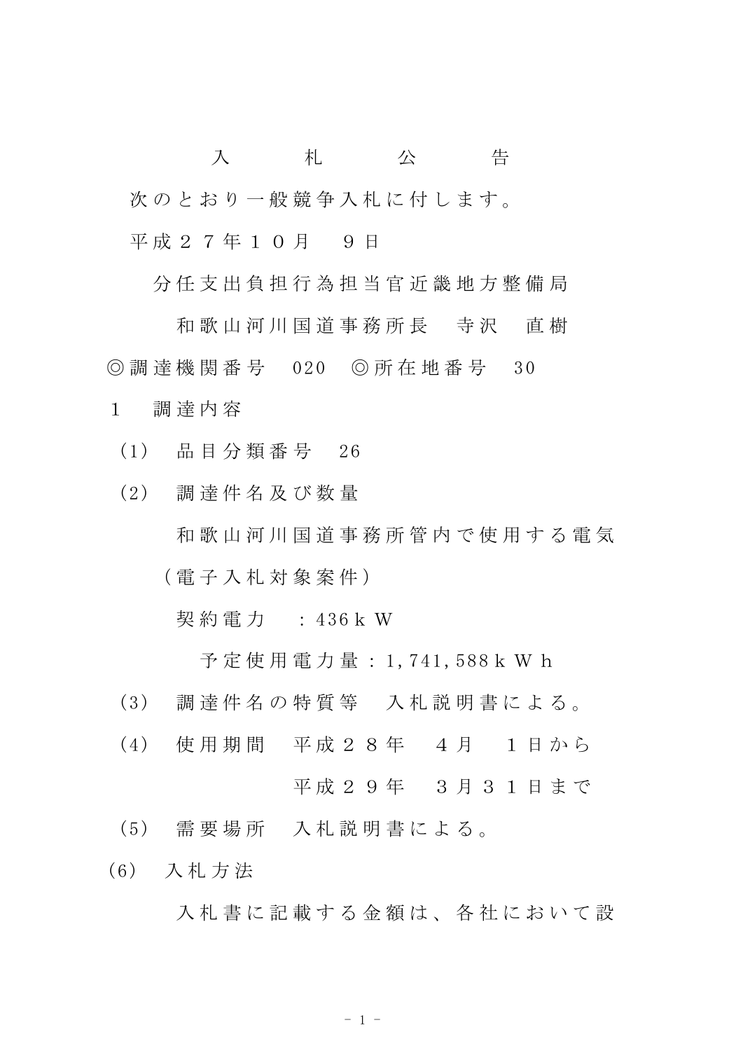# 入　札　公　告

次のとおり一般競争入札に付します。

平成２７年１０月　９日

分任支出負担行為担当官近畿地方整備局

和歌山河川国道事務所長　寺沢　直樹

◎調達機関番号　020　◎所在地番号　30

１　調達内容

（1）　品目分類番号　26

（2）　調達件名及び数量

和歌山河川国道事務所管内で使用する電気（電子入札対象案件）

契約電力　：436ｋＷ

予定使用電力量：1,741,588ｋＷｈ

（3）　調達件名の特質等　入札説明書による。

（4）　使用期間　平成２８年　４月　１日から

平成２９年　３月３１日まで

（5）　需要場所　入札説明書による。

(6)　入札方法

入札書に記載する金額は、各社において設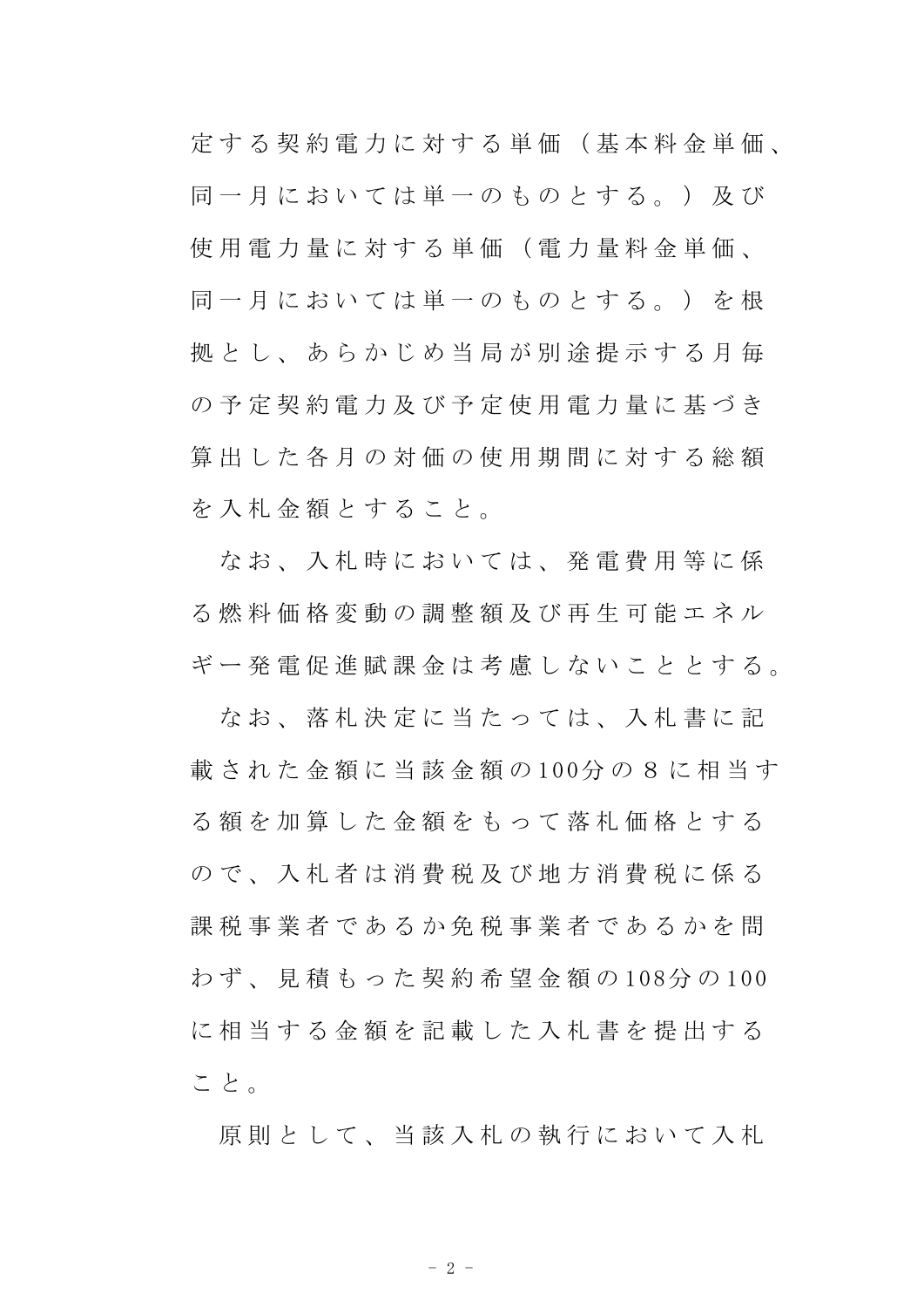定する契約電力に対する単価（基本料金単価、同一月においては単一のものとする。）及び使用電力量に対する単価（電力量料金単価、同一月においては単一のものとする。）を根拠とし、あらかじめ当局が別途提示する月毎の予定契約電力及び予定使用電力量に基づき算出した各月の対価の使用期間に対する総額を入札金額とすること。

なお、入札時においては、発電費用等に係る燃料価格変動の調整額及び再生可能エネルギー発電促進賦課金は考慮しないこととする。

なお、落札決定に当たっては、入札書に記載された金額に当該金額の100分の８に相当する額を加算した金額をもって落札価格とするので、入札者は消費税及び地方消費税に係る課税事業者であるか免税事業者であるかを問わず、見積もった契約希望金額の108分の100に相当する金額を記載した入札書を提出すること。

原則として、当該入札の執行において入札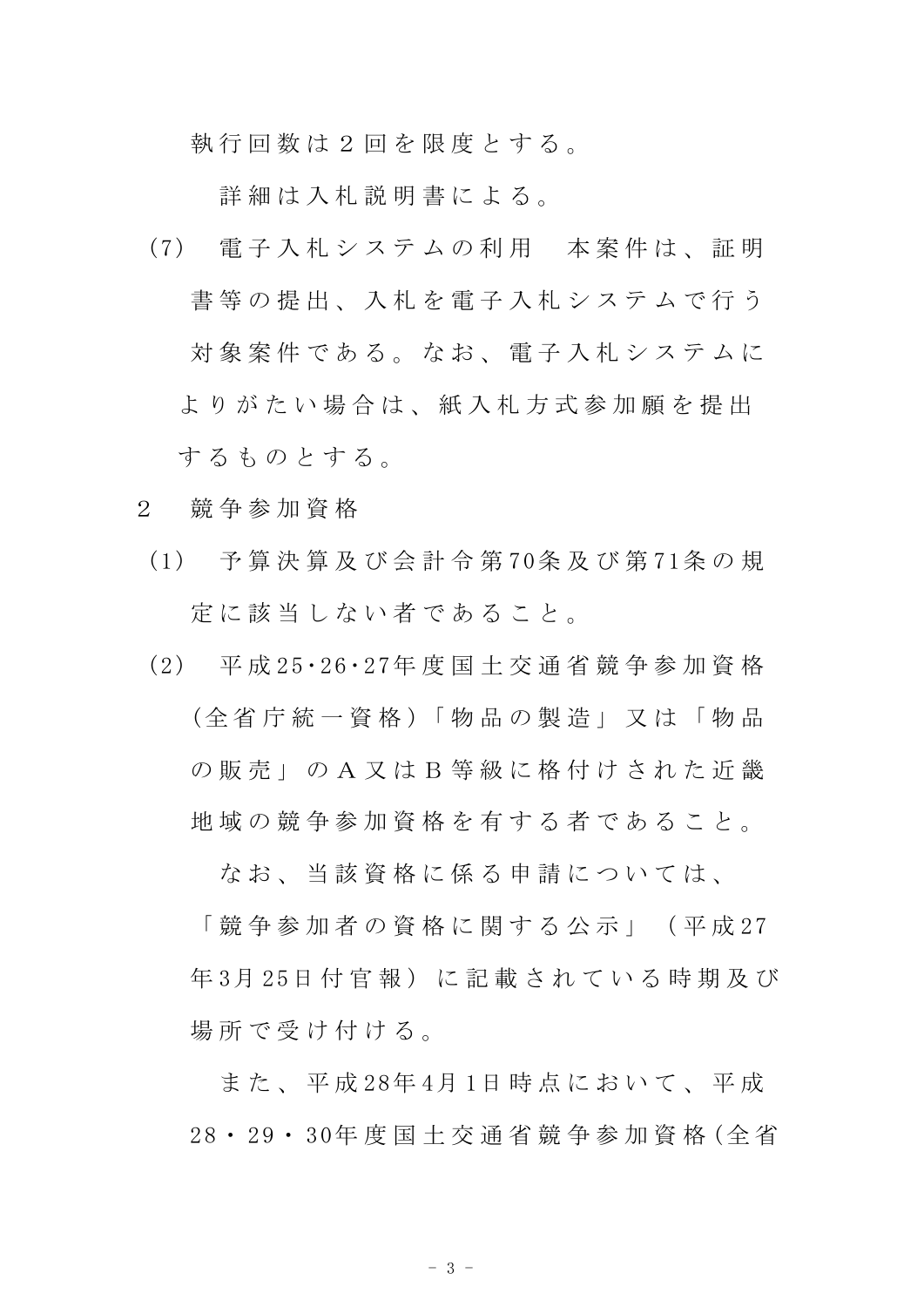執行回数は２回を限度とする。

詳細は入札説明書による。

(7)　電子入札システムの利用　本案件は、証明書等の提出、入札を電子入札システムで行う対象案件である。なお、電子入札システムによりがたい場合は、紙入札方式参加願を提出するものとする。

２　競争参加資格

(1)　予算決算及び会計令第70条及び第71条の規定に該当しない者であること。

(2)　平成25･26･27年度国土交通省競争参加資格（全省庁統一資格）「物品の製造」又は「物品の販売」のＡ又はＢ等級に格付けされた近畿地域の競争参加資格を有する者であること。

なお、当該資格に係る申請については、「競争参加者の資格に関する公示」（平成27年3月25日付官報）に記載されている時期及び場所で受け付ける。

また、平成28年4月1日時点において、平成28・29・30年度国土交通省競争参加資格（全省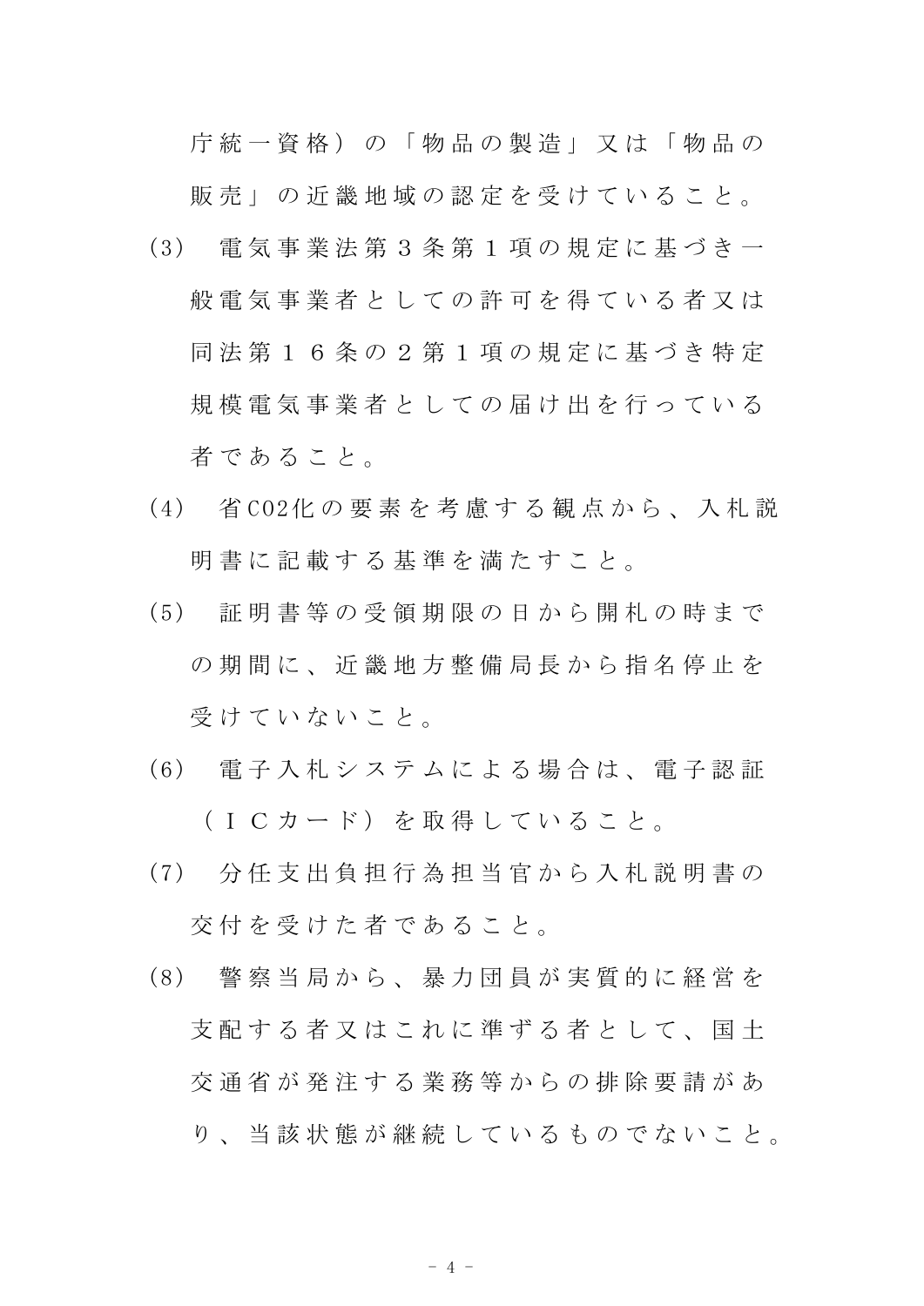庁統一資格）の「物品の製造」又は「物品の販売」の近畿地域の認定を受けていること。

(3)　電気事業法第３条第１項の規定に基づき一般電気事業者としての許可を得ている者又は同法第１６条の２第１項の規定に基づき特定規模電気事業者としての届け出を行っている者であること。

(4)　省CO2化の要素を考慮する観点から、入札説明書に記載する基準を満たすこと。

(5)　証明書等の受領期限の日から開札の時までの期間に、近畿地方整備局長から指名停止を受けていないこと。

(6)　電子入札システムによる場合は、電子認証（ＩＣカード）を取得していること。

(7)　分任支出負担行為担当官から入札説明書の交付を受けた者であること。

(8)　警察当局から、暴力団員が実質的に経営を支配する者又はこれに準ずる者として、国土交通省が発注する業務等からの排除要請があり、当該状態が継続しているものでないこと。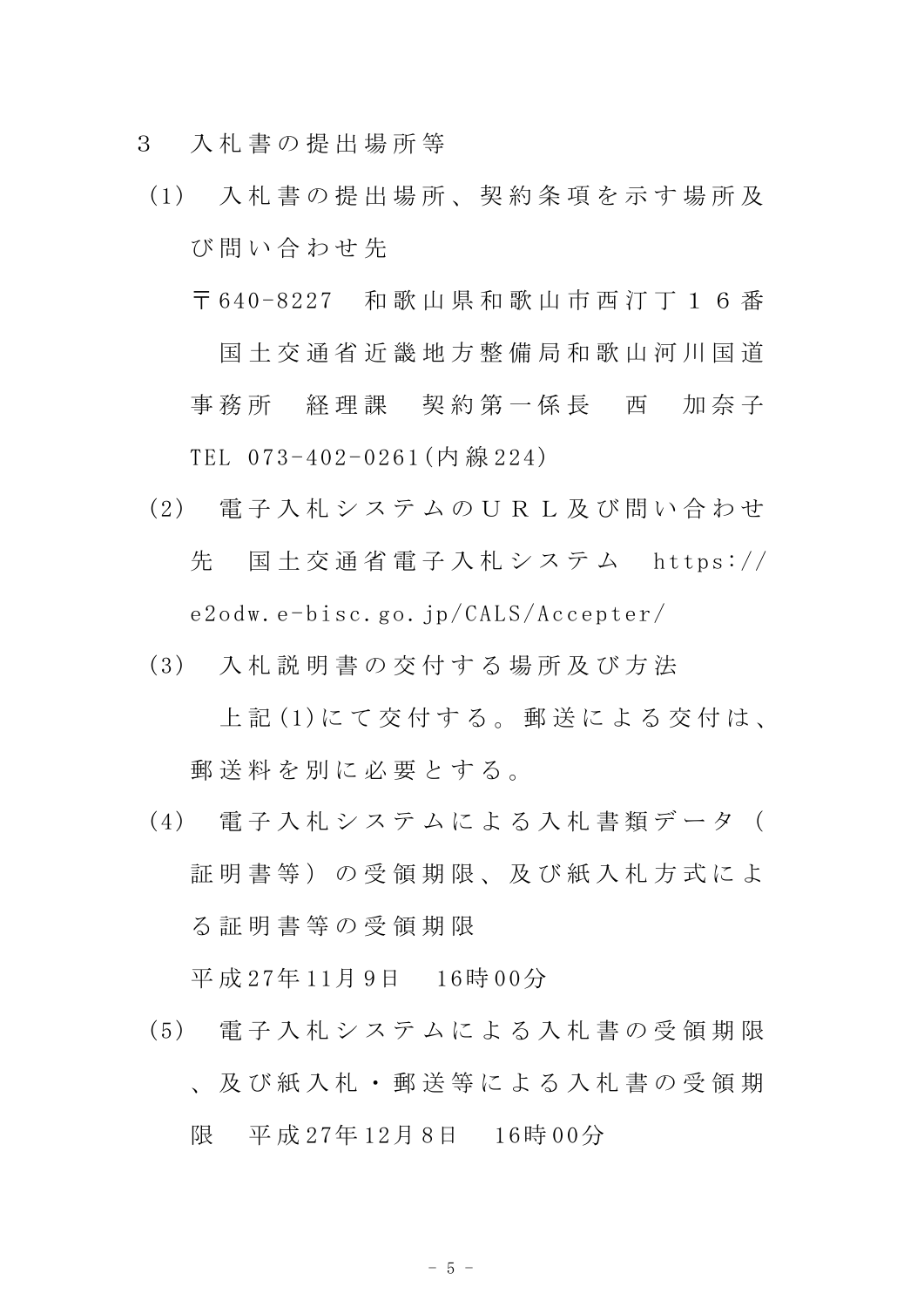3　入札書の提出場所等

(1)　入札書の提出場所、契約条項を示す場所及び問い合わせ先

〒640-8227　和歌山県和歌山市西汀丁１６番

国土交通省近畿地方整備局和歌山河川国道事務所　経理課　契約第一係長　西　加奈子

TEL 073-402-0261(内線224)

(2)　電子入札システムのＵＲＬ及び問い合わせ先　国土交通省電子入札システム　https://e2odw.e-bisc.go.jp/CALS/Accepter/

(3)　入札説明書の交付する場所及び方法

上記(1)にて交付する。郵送による交付は、郵送料を別に必要とする。

(4)　電子入札システムによる入札書類データ（証明書等）の受領期限、及び紙入札方式による証明書等の受領期限

平成27年11月9日　16時00分

(5)　電子入札システムによる入札書の受領期限、及び紙入札・郵送等による入札書の受領期限　平成27年12月8日　16時00分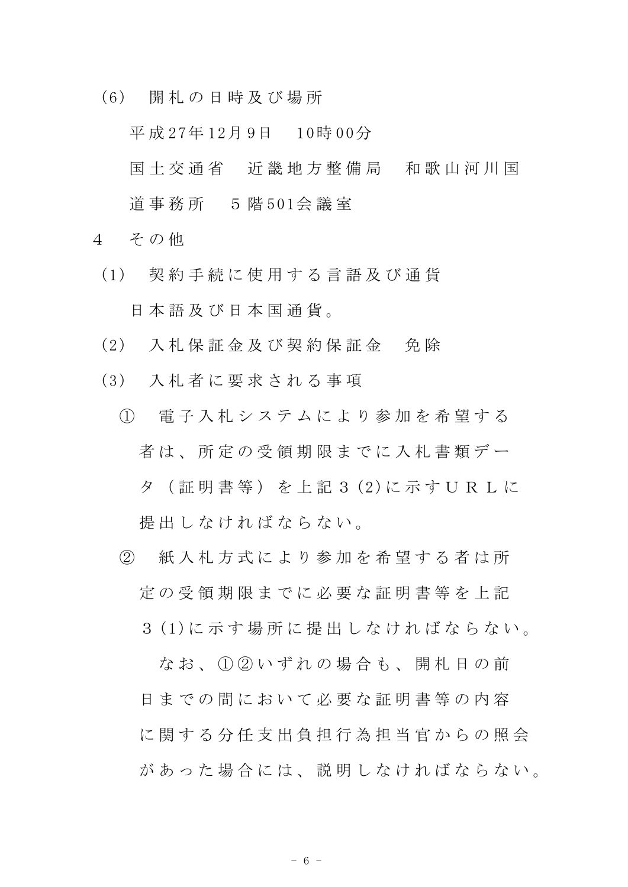(6)　開札の日時及び場所

平成27年12月9日　10時00分

国土交通省　近畿地方整備局　和歌山河川国道事務所　5階501会議室

4　その他

(1)　契約手続に使用する言語及び通貨

日本語及び日本国通貨。

(2)　入札保証金及び契約保証金　免除

(3)　入札者に要求される事項

①　電子入札システムにより参加を希望する者は、所定の受領期限までに入札書類データ（証明書等）を上記3(2)に示すＵＲＬに提出しなければならない。

②　紙入札方式により参加を希望する者は所定の受領期限までに必要な証明書等を上記3(1)に示す場所に提出しなければならない。

なお、①②いずれの場合も、開札日の前日までの間において必要な証明書等の内容に関する分任支出負担行為担当官からの照会があった場合には、説明しなければならない。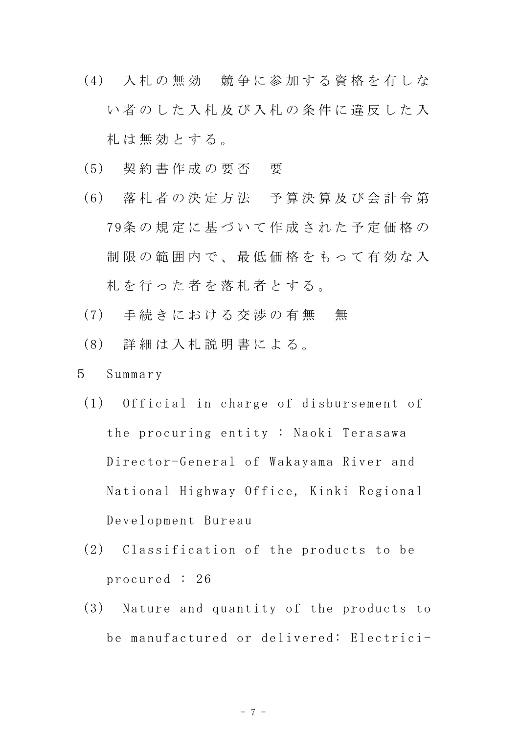(4)　入札の無効　競争に参加する資格を有しない者のした入札及び入札の条件に違反した入札は無効とする。

(5)　契約書作成の要否　要

(6)　落札者の決定方法　予算決算及び会計令第79条の規定に基づいて作成された予定価格の制限の範囲内で、最低価格をもって有効な入札を行った者を落札者とする。

(7)　手続きにおける交渉の有無　無

(8)　詳細は入札説明書による。

5　Summary

(1)　Official in charge of disbursement of the procuring entity : Naoki Terasawa Director-General of Wakayama River and National Highway Office, Kinki Regional Development Bureau

(2)　Classification of the products to be procured : 26

(3)　Nature and quantity of the products to be manufactured or delivered: Electrici-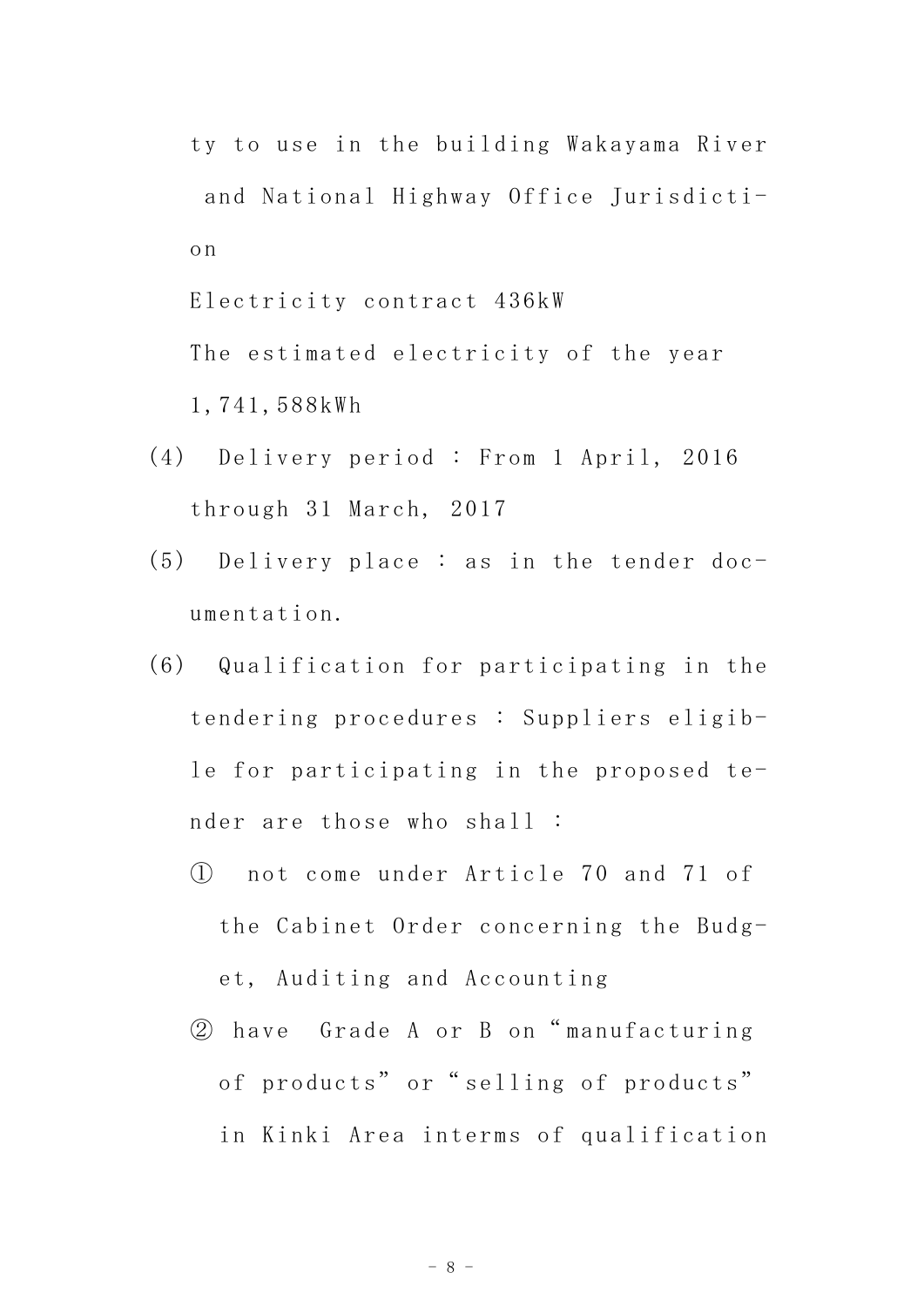ty to use in the building Wakayama River and National Highway Office Jurisdiction

Electricity contract 436kW

The estimated electricity of the year 1,741,588kWh

(4) Delivery period : From 1 April, 2016 through 31 March, 2017

(5) Delivery place : as in the tender documentation.

(6) Qualification for participating in the tendering procedures : Suppliers eligible for participating in the proposed tender are those who shall :

① not come under Article 70 and 71 of the Cabinet Order concerning the Budget, Auditing and Accounting

② have Grade A or B on "manufacturing of products" or "selling of products" in Kinki Area interms of qualification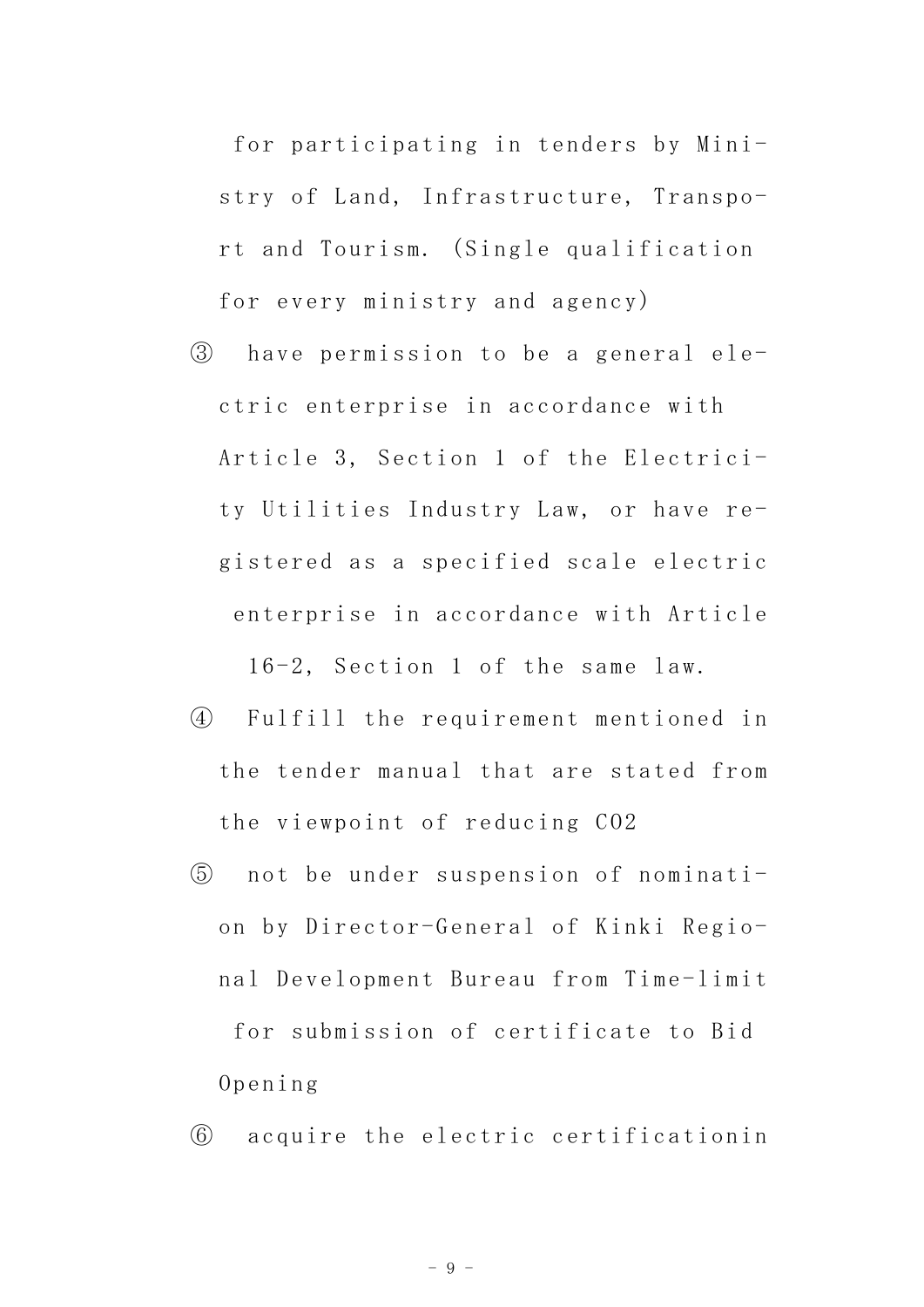for participating in tenders by Ministry of Land, Infrastructure, Transport and Tourism. (Single qualification for every ministry and agency)

③ have permission to be a general electric enterprise in accordance with Article 3, Section 1 of the Electricity Utilities Industry Law, or have registered as a specified scale electric enterprise in accordance with Article 16-2, Section 1 of the same law.

④ Fulfill the requirement mentioned in the tender manual that are stated from the viewpoint of reducing $CO_2$

⑤ not be under suspension of nomination by Director-General of Kinki Regional Development Bureau from Time-limit for submission of certificate to Bid Opening

⑥ acquire the electric certificationin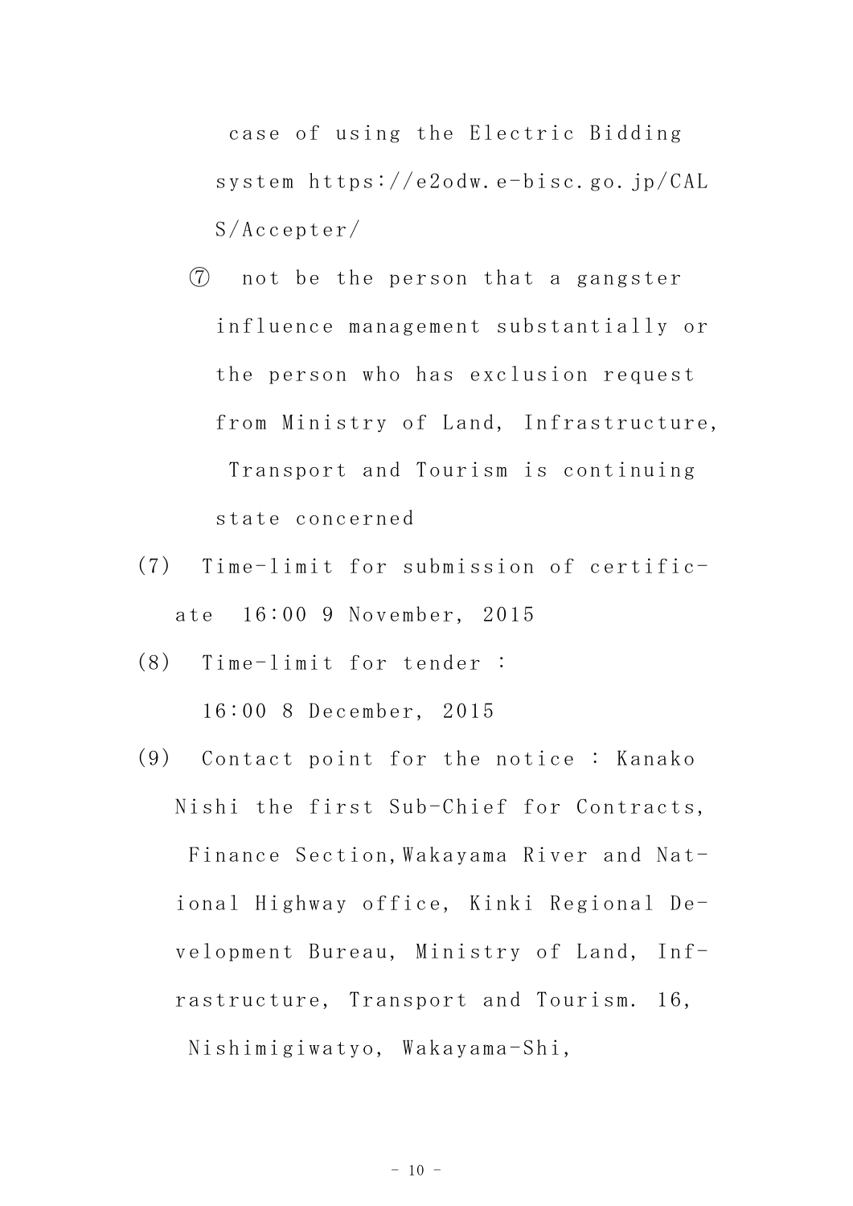case of using the Electric Bidding system https://e2odw.e-bisc.go.jp/CALS/Accepter/

⑦ not be the person that a gangster influence management substantially or the person who has exclusion request from Ministry of Land, Infrastructure, Transport and Tourism is continuing state concerned

(7) Time-limit for submission of certificate 16:00 9 November, 2015

(8) Time-limit for tender : 16:00 8 December, 2015

(9) Contact point for the notice : Kanako Nishi the first Sub-Chief for Contracts, Finance Section,Wakayama River and National Highway office, Kinki Regional Development Bureau, Ministry of Land, Infrastructure, Transport and Tourism. 16, Nishimigiwatyo, Wakayama-Shi,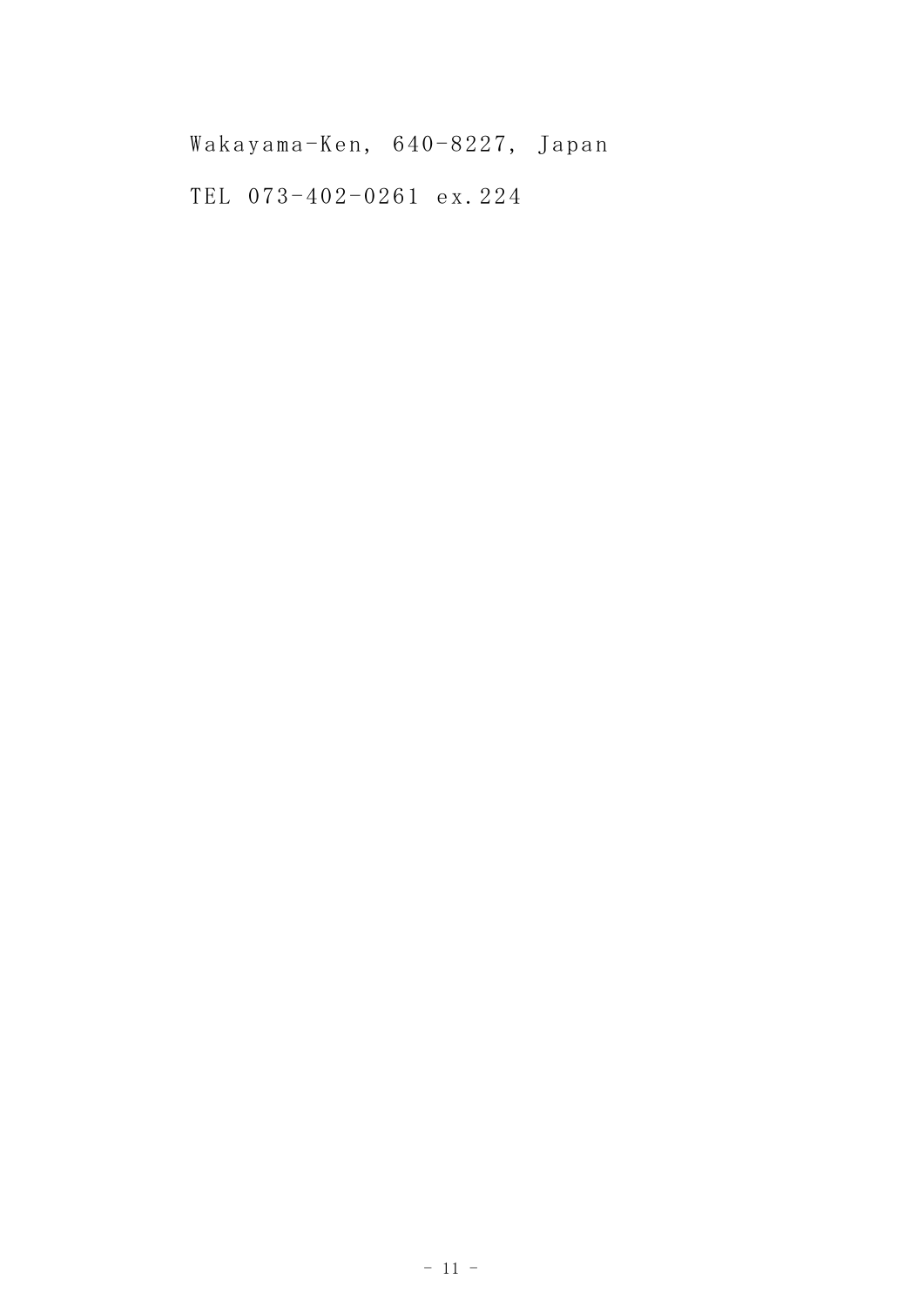Wakayama-Ken, 640-8227, Japan

TEL 073-402-0261 ex.224